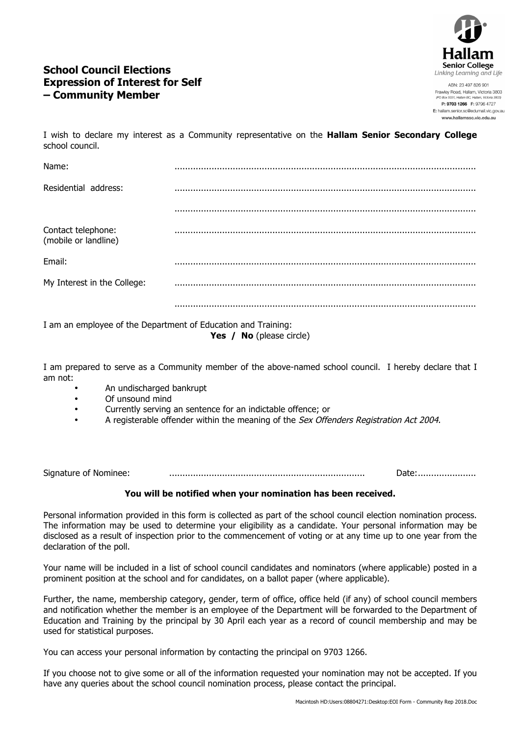Hallam
Senior College
*Linking Learning and Life*

ABN: 23 497 826 901
Frawley Road, Hallam, Victoria 3803
(PO Box 5031, Hallam BC, Hallam, Victoria 3803)
**P: 9703 1266** F: 9796 4727
E: hallam.senior.sc@edumail.vic.gov.au
**www.hallamssc.vic.edu.au**

# School Council Elections Expression of Interest for Self – Community Member

I wish to declare my interest as a Community representative on the **Hallam Senior Secondary College** school council.

Name: ................................................................................................................

Residential address: ................................................................................................................

................................................................................................................

Contact telephone: (mobile or landline) ................................................................................................................

Email: ................................................................................................................

My Interest in the College: ................................................................................................................

................................................................................................................

I am an employee of the Department of Education and Training:
**Yes / No** (please circle)

I am prepared to serve as a Community member of the above-named school council. I hereby declare that I am not:

- An undischarged bankrupt
- Of unsound mind
- Currently serving an sentence for an indictable offence; or
- A registerable offender within the meaning of the *Sex Offenders Registration Act 2004*.

Signature of Nominee: ........................................................................ Date:......................

**You will be notified when your nomination has been received.**

Personal information provided in this form is collected as part of the school council election nomination process. The information may be used to determine your eligibility as a candidate. Your personal information may be disclosed as a result of inspection prior to the commencement of voting or at any time up to one year from the declaration of the poll.

Your name will be included in a list of school council candidates and nominators (where applicable) posted in a prominent position at the school and for candidates, on a ballot paper (where applicable).

Further, the name, membership category, gender, term of office, office held (if any) of school council members and notification whether the member is an employee of the Department will be forwarded to the Department of Education and Training by the principal by 30 April each year as a record of council membership and may be used for statistical purposes.

You can access your personal information by contacting the principal on 9703 1266.

If you choose not to give some or all of the information requested your nomination may not be accepted. If you have any queries about the school council nomination process, please contact the principal.

Macintosh HD:Users:08804271:Desktop:EOI Form - Community Rep 2018.Doc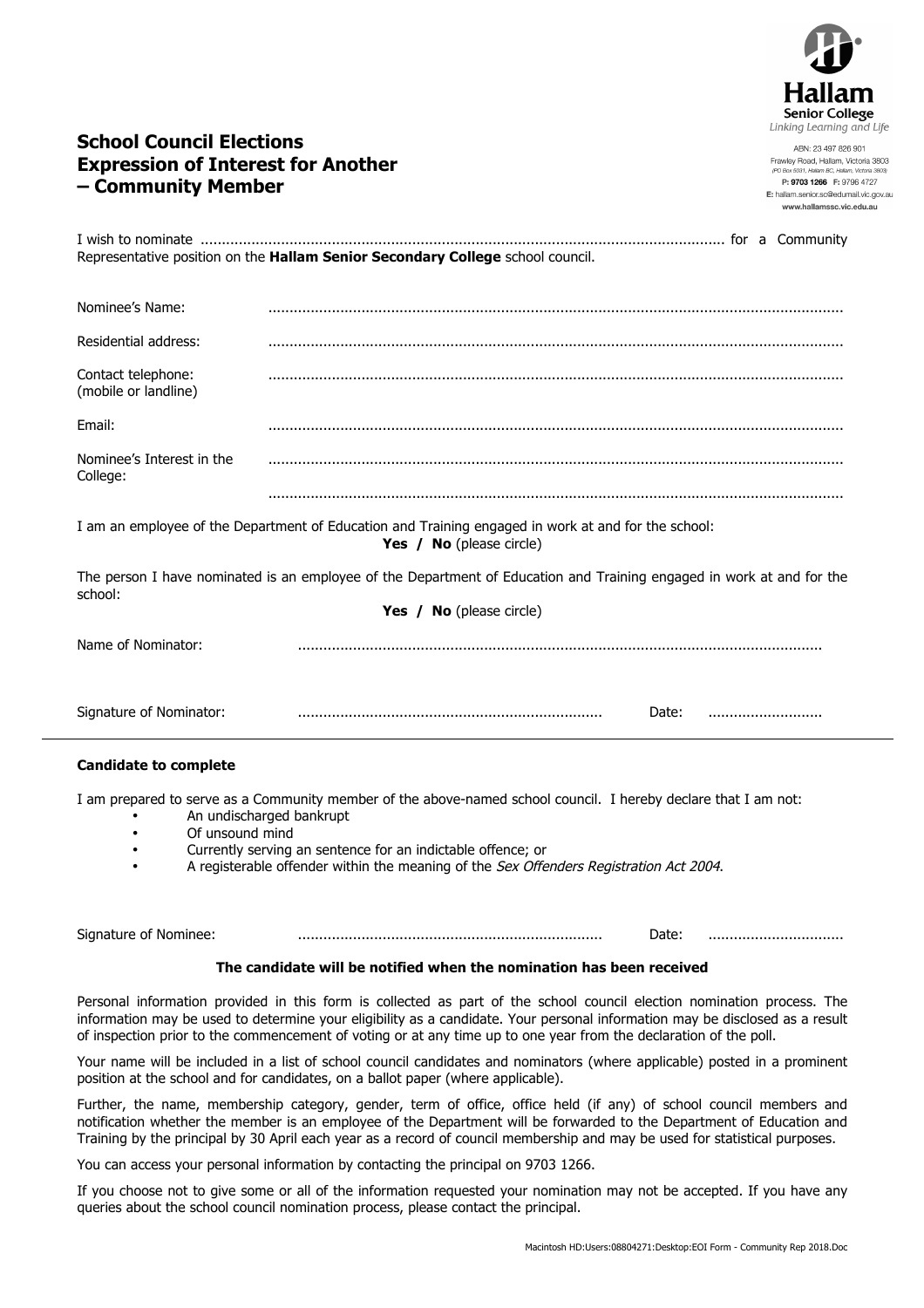## School Council Elections Expression of Interest for Another – Community Member

Hallam Senior College
Linking Learning and Life

ABN: 23 497 826 901
Frawley Road, Hallam, Victoria 3803
(PO Box 9331, Hallam BC, Hallam, Victoria 3803)
**P: 9703 1266** F: 9796 4727
E: hallam.senior.sc@edumail.vic.gov.au
**www.hallamssc.vic.edu.au**

I wish to nominate ........................................................................................................................... for a Community Representative position on the **Hallam Senior Secondary College** school council.

Nominee's Name: .....................................................................................................................................

Residential address: .....................................................................................................................................

Contact telephone: (mobile or landline) .....................................................................................................................................

Email: .....................................................................................................................................

Nominee's Interest in the College: .....................................................................................................................................

.....................................................................................................................................

I am an employee of the Department of Education and Training engaged in work at and for the school:
**Yes / No** (please circle)

The person I have nominated is an employee of the Department of Education and Training engaged in work at and for the school:
**Yes / No** (please circle)

Name of Nominator: .........................................................................................................................

Signature of Nominator: ....................................................................... Date: ...........................

---

**Candidate to complete**

I am prepared to serve as a Community member of the above-named school council. I hereby declare that I am not:

- An undischarged bankrupt
- Of unsound mind
- Currently serving an sentence for an indictable offence; or
- A registerable offender within the meaning of the *Sex Offenders Registration Act 2004*.

Signature of Nominee: ....................................................................... Date: ................................

**The candidate will be notified when the nomination has been received**

Personal information provided in this form is collected as part of the school council election nomination process. The information may be used to determine your eligibility as a candidate. Your personal information may be disclosed as a result of inspection prior to the commencement of voting or at any time up to one year from the declaration of the poll.

Your name will be included in a list of school council candidates and nominators (where applicable) posted in a prominent position at the school and for candidates, on a ballot paper (where applicable).

Further, the name, membership category, gender, term of office, office held (if any) of school council members and notification whether the member is an employee of the Department will be forwarded to the Department of Education and Training by the principal by 30 April each year as a record of council membership and may be used for statistical purposes.

You can access your personal information by contacting the principal on 9703 1266.

If you choose not to give some or all of the information requested your nomination may not be accepted. If you have any queries about the school council nomination process, please contact the principal.

Macintosh HD:Users:08804271:Desktop:EOI Form - Community Rep 2018.Doc